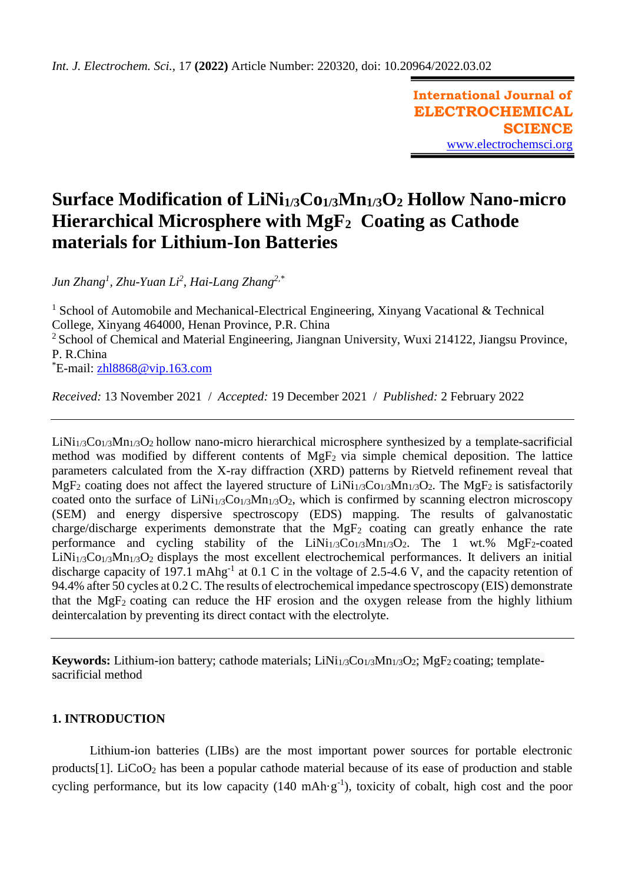# Surface Modification of $LiNi_{1/3}Co_{1/3}Mn_{1/3}O_2$ Hollow Nano-micro Hierarchical Microsphere with $MgF_2$ Coating as Cathode materials for Lithium-Ion Batteries

*Jun Zhang*[1], *Zhu-Yuan Li*[2], *Hai-Lang Zhang*[2,*]

[1] School of Automobile and Mechanical-Electrical Engineering, Xinyang Vacational & Technical College, Xinyang 464000, Henan Province, P.R. China
[2] School of Chemical and Material Engineering, Jiangnan University, Wuxi 214122, Jiangsu Province, P. R.China
[*]E-mail: zhl8868@vip.163.com

*Received:* 13 November 2021 / *Accepted:* 19 December 2021 / *Published:* 2 February 2022

---

$LiNi_{1/3}Co_{1/3}Mn_{1/3}O_2$ hollow nano-micro hierarchical microsphere synthesized by a template-sacrificial method was modified by different contents of $MgF_2$ via simple chemical deposition. The lattice parameters calculated from the X-ray diffraction (XRD) patterns by Rietveld refinement reveal that $MgF_2$ coating does not affect the layered structure of $LiNi_{1/3}Co_{1/3}Mn_{1/3}O_2$. The $MgF_2$ is satisfactorily coated onto the surface of $LiNi_{1/3}Co_{1/3}Mn_{1/3}O_2$, which is confirmed by scanning electron microscopy (SEM) and energy dispersive spectroscopy (EDS) mapping. The results of galvanostatic charge/discharge experiments demonstrate that the $MgF_2$ coating can greatly enhance the rate performance and cycling stability of the $LiNi_{1/3}Co_{1/3}Mn_{1/3}O_2$. The 1 wt.% $MgF_2$-coated $LiNi_{1/3}Co_{1/3}Mn_{1/3}O_2$ displays the most excellent electrochemical performances. It delivers an initial discharge capacity of 197.1 $mAhg^{-1}$ at 0.1 C in the voltage of 2.5-4.6 V, and the capacity retention of 94.4% after 50 cycles at 0.2 C. The results of electrochemical impedance spectroscopy (EIS) demonstrate that the $MgF_2$ coating can reduce the HF erosion and the oxygen release from the highly lithium deintercalation by preventing its direct contact with the electrolyte.

---

**Keywords:** Lithium-ion battery; cathode materials; $LiNi_{1/3}Co_{1/3}Mn_{1/3}O_2$; $MgF_2$ coating; template-sacrificial method

## 1. INTRODUCTION

Lithium-ion batteries (LIBs) are the most important power sources for portable electronic products[1]. $LiCoO_2$ has been a popular cathode material because of its ease of production and stable cycling performance, but its low capacity (140 $mAh \cdot g^{-1}$), toxicity of cobalt, high cost and the poor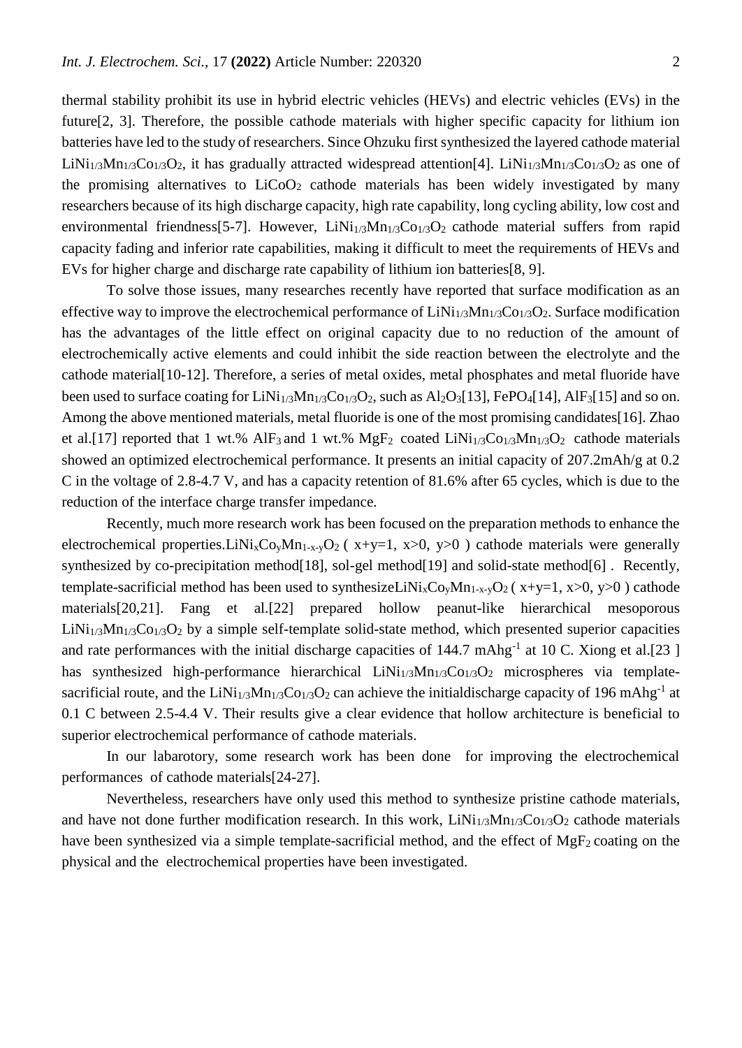thermal stability prohibit its use in hybrid electric vehicles (HEVs) and electric vehicles (EVs) in the future[2, 3]. Therefore, the possible cathode materials with higher specific capacity for lithium ion batteries have led to the study of researchers. Since Ohzuku first synthesized the layered cathode material $LiNi_{1/3}Mn_{1/3}Co_{1/3}O_2$, it has gradually attracted widespread attention[4]. $LiNi_{1/3}Mn_{1/3}Co_{1/3}O_2$ as one of the promising alternatives to $LiCoO_2$ cathode materials has been widely investigated by many researchers because of its high discharge capacity, high rate capability, long cycling ability, low cost and environmental friendness[5-7]. However, $LiNi_{1/3}Mn_{1/3}Co_{1/3}O_2$ cathode material suffers from rapid capacity fading and inferior rate capabilities, making it difficult to meet the requirements of HEVs and EVs for higher charge and discharge rate capability of lithium ion batteries[8, 9].

To solve those issues, many researches recently have reported that surface modification as an effective way to improve the electrochemical performance of $LiNi_{1/3}Mn_{1/3}Co_{1/3}O_2$. Surface modification has the advantages of the little effect on original capacity due to no reduction of the amount of electrochemically active elements and could inhibit the side reaction between the electrolyte and the cathode material[10-12]. Therefore, a series of metal oxides, metal phosphates and metal fluoride have been used to surface coating for $LiNi_{1/3}Mn_{1/3}Co_{1/3}O_2$, such as $Al_2O_3$[13], $FePO_4$[14], $AlF_3$[15] and so on. Among the above mentioned materials, metal fluoride is one of the most promising candidates[16]. Zhao et al.[17] reported that 1 wt.% $AlF_3$ and 1 wt.% $MgF_2$ coated $LiNi_{1/3}Co_{1/3}Mn_{1/3}O_2$ cathode materials showed an optimized electrochemical performance. It presents an initial capacity of 207.2mAh/g at 0.2 C in the voltage of 2.8-4.7 V, and has a capacity retention of 81.6% after 65 cycles, which is due to the reduction of the interface charge transfer impedance.

Recently, much more research work has been focused on the preparation methods to enhance the electrochemical properties.$LiNi_xCo_yMn_{1-x-y}O_2$ ( $x+y=1$, $x>0$, $y>0$ ) cathode materials were generally synthesized by co-precipitation method[18], sol-gel method[19] and solid-state method[6] . Recently, template-sacrificial method has been used to synthesize$LiNi_xCo_yMn_{1-x-y}O_2$ ( $x+y=1$, $x>0$, $y>0$ ) cathode materials[20,21]. Fang et al.[22] prepared hollow peanut-like hierarchical mesoporous $LiNi_{1/3}Mn_{1/3}Co_{1/3}O_2$ by a simple self-template solid-state method, which presented superior capacities and rate performances with the initial discharge capacities of 144.7 $mAhg^{-1}$ at 10 C. Xiong et al.[23 ] has synthesized high-performance hierarchical $LiNi_{1/3}Mn_{1/3}Co_{1/3}O_2$ microspheres via template-sacrificial route, and the $LiNi_{1/3}Mn_{1/3}Co_{1/3}O_2$ can achieve the initialdischarge capacity of 196 $mAhg^{-1}$ at 0.1 C between 2.5-4.4 V. Their results give a clear evidence that hollow architecture is beneficial to superior electrochemical performance of cathode materials.

In our labarotory, some research work has been done for improving the electrochemical performances of cathode materials[24-27].

Nevertheless, researchers have only used this method to synthesize pristine cathode materials, and have not done further modification research. In this work, $LiNi_{1/3}Mn_{1/3}Co_{1/3}O_2$ cathode materials have been synthesized via a simple template-sacrificial method, and the effect of $MgF_2$ coating on the physical and the electrochemical properties have been investigated.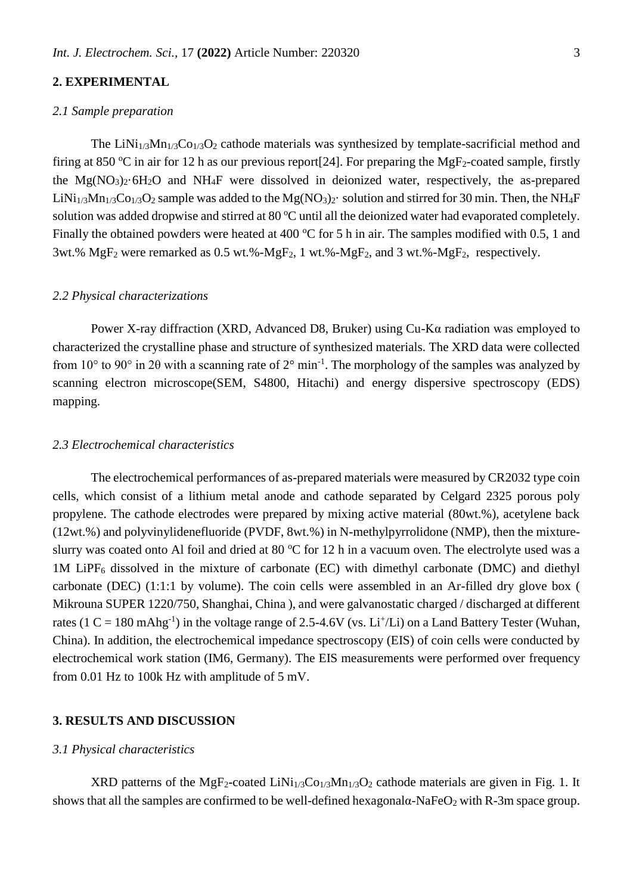## 2. EXPERIMENTAL

### *2.1 Sample preparation*

The $LiNi_{1/3}Mn_{1/3}Co_{1/3}O_2$ cathode materials was synthesized by template-sacrificial method and firing at 850 $^oC$ in air for 12 h as our previous report[24]. For preparing the $MgF_2$-coated sample, firstly the $Mg(NO_3)_2·6H_2O$ and $NH_4F$ were dissolved in deionized water, respectively, the as-prepared $LiNi_{1/3}Mn_{1/3}Co_{1/3}O_2$ sample was added to the $Mg(NO_3)_2·$ solution and stirred for 30 min. Then, the $NH_4F$ solution was added dropwise and stirred at 80 $^oC$ until all the deionized water had evaporated completely. Finally the obtained powders were heated at 400 $^oC$ for 5 h in air. The samples modified with 0.5, 1 and 3wt.% $MgF_2$ were remarked as 0.5 wt.%-$MgF_2$, 1 wt.%-$MgF_2$, and 3 wt.%-$MgF_2$, respectively.

### *2.2 Physical characterizations*

Power X-ray diffraction (XRD, Advanced D8, Bruker) using Cu-Kα radiation was employed to characterized the crystalline phase and structure of synthesized materials. The XRD data were collected from 10° to 90° in 2θ with a scanning rate of 2° $min^{-1}$. The morphology of the samples was analyzed by scanning electron microscope(SEM, S4800, Hitachi) and energy dispersive spectroscopy (EDS) mapping.

### *2.3 Electrochemical characteristics*

The electrochemical performances of as-prepared materials were measured by CR2032 type coin cells, which consist of a lithium metal anode and cathode separated by Celgard 2325 porous poly propylene. The cathode electrodes were prepared by mixing active material (80wt.%), acetylene back (12wt.%) and polyvinylidenefluoride (PVDF, 8wt.%) in N-methylpyrrolidone (NMP), then the mixture-slurry was coated onto Al foil and dried at 80 $^oC$ for 12 h in a vacuum oven. The electrolyte used was a 1M $LiPF_6$ dissolved in the mixture of carbonate (EC) with dimethyl carbonate (DMC) and diethyl carbonate (DEC) (1:1:1 by volume). The coin cells were assembled in an Ar-filled dry glove box ( Mikrouna SUPER 1220/750, Shanghai, China ), and were galvanostatic charged / discharged at different rates (1 C = 180 $mAhg^{-1}$) in the voltage range of 2.5-4.6V (vs. $Li^+/Li$) on a Land Battery Tester (Wuhan, China). In addition, the electrochemical impedance spectroscopy (EIS) of coin cells were conducted by electrochemical work station (IM6, Germany). The EIS measurements were performed over frequency from 0.01 Hz to 100k Hz with amplitude of 5 mV.

## 3. RESULTS AND DISCUSSION

### *3.1 Physical characteristics*

XRD patterns of the $MgF_2$-coated $LiNi_{1/3}Co_{1/3}Mn_{1/3}O_2$ cathode materials are given in Fig. 1. It shows that all the samples are confirmed to be well-defined hexagonalα-$NaFeO_2$ with R-3m space group.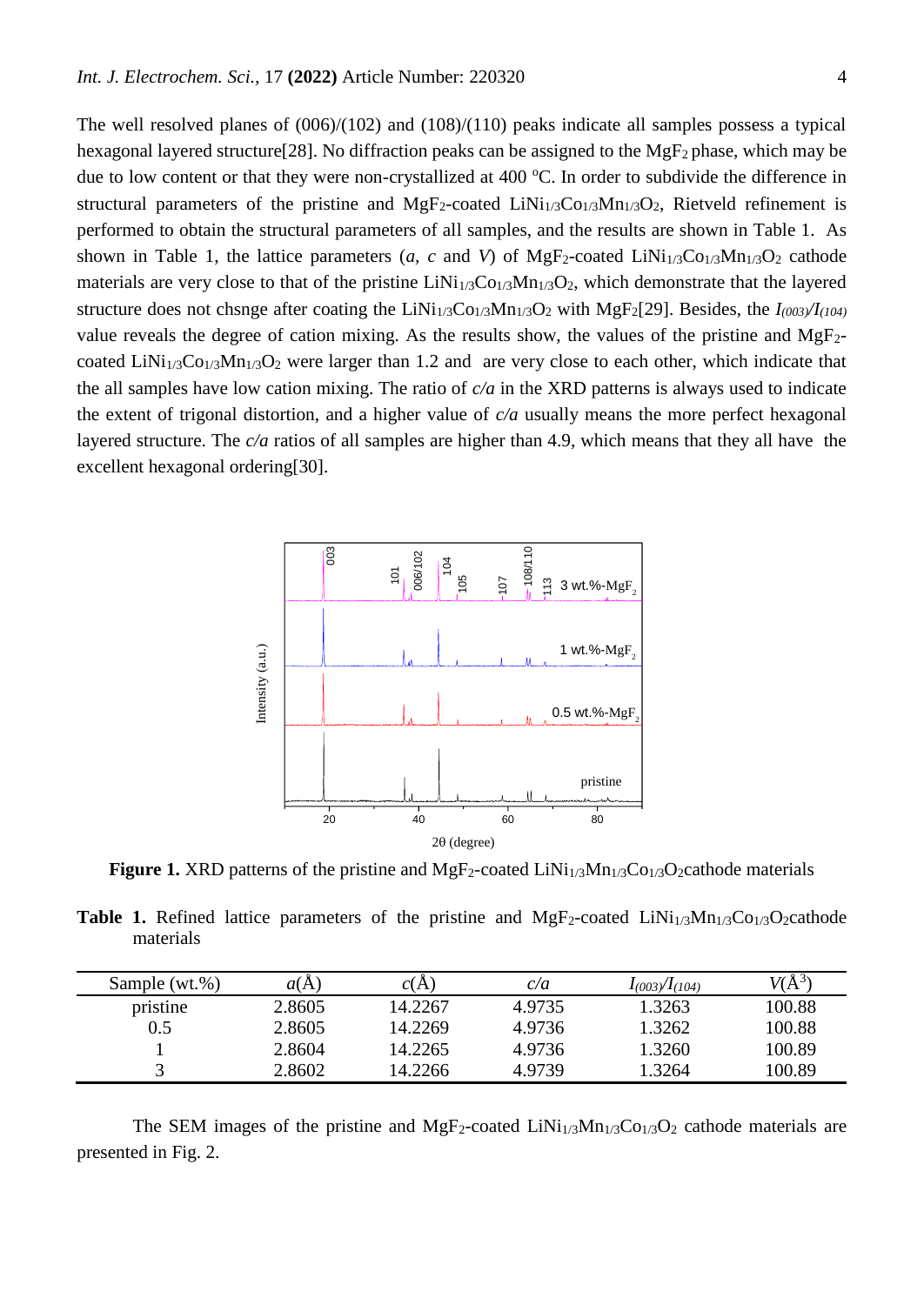The well resolved planes of (006)/(102) and (108)/(110) peaks indicate all samples possess a typical hexagonal layered structure[28]. No diffraction peaks can be assigned to the $MgF_2$ phase, which may be due to low content or that they were non-crystallized at 400 °C. In order to subdivide the difference in structural parameters of the pristine and $MgF_2$-coated $LiNi_{1/3}Co_{1/3}Mn_{1/3}O_2$, Rietveld refinement is performed to obtain the structural parameters of all samples, and the results are shown in Table 1. As shown in Table 1, the lattice parameters (*a*, *c* and *V*) of $MgF_2$-coated $LiNi_{1/3}Co_{1/3}Mn_{1/3}O_2$ cathode materials are very close to that of the pristine $LiNi_{1/3}Co_{1/3}Mn_{1/3}O_2$, which demonstrate that the layered structure does not chsnge after coating the $LiNi_{1/3}Co_{1/3}Mn_{1/3}O_2$ with $MgF_2$[29]. Besides, the $I_{(003)}/I_{(104)}$ value reveals the degree of cation mixing. As the results show, the values of the pristine and $MgF_2$-coated $LiNi_{1/3}Co_{1/3}Mn_{1/3}O_2$ were larger than 1.2 and are very close to each other, which indicate that the all samples have low cation mixing. The ratio of *c/a* in the XRD patterns is always used to indicate the extent of trigonal distortion, and a higher value of *c/a* usually means the more perfect hexagonal layered structure. The *c/a* ratios of all samples are higher than 4.9, which means that they all have the excellent hexagonal ordering[30].

**Figure 1.** XRD patterns of the pristine and $MgF_2$-coated $LiNi_{1/3}Mn_{1/3}Co_{1/3}O_2$cathode materials

**Table 1.** Refined lattice parameters of the pristine and $MgF_2$-coated $LiNi_{1/3}Mn_{1/3}Co_{1/3}O_2$cathode materials

| Sample (wt.%) | *a*(Å) | *c*(Å) | *c/a* | $I_{(003)}/I_{(104)}$ | *V*(Å$^3$) |
|---|---|---|---|---|---|
| pristine | 2.8605 | 14.2267 | 4.9735 | 1.3263 | 100.88 |
| 0.5 | 2.8605 | 14.2269 | 4.9736 | 1.3262 | 100.88 |
| 1 | 2.8604 | 14.2265 | 4.9736 | 1.3260 | 100.89 |
| 3 | 2.8602 | 14.2266 | 4.9739 | 1.3264 | 100.89 |

The SEM images of the pristine and $MgF_2$-coated $LiNi_{1/3}Mn_{1/3}Co_{1/3}O_2$ cathode materials are presented in Fig. 2.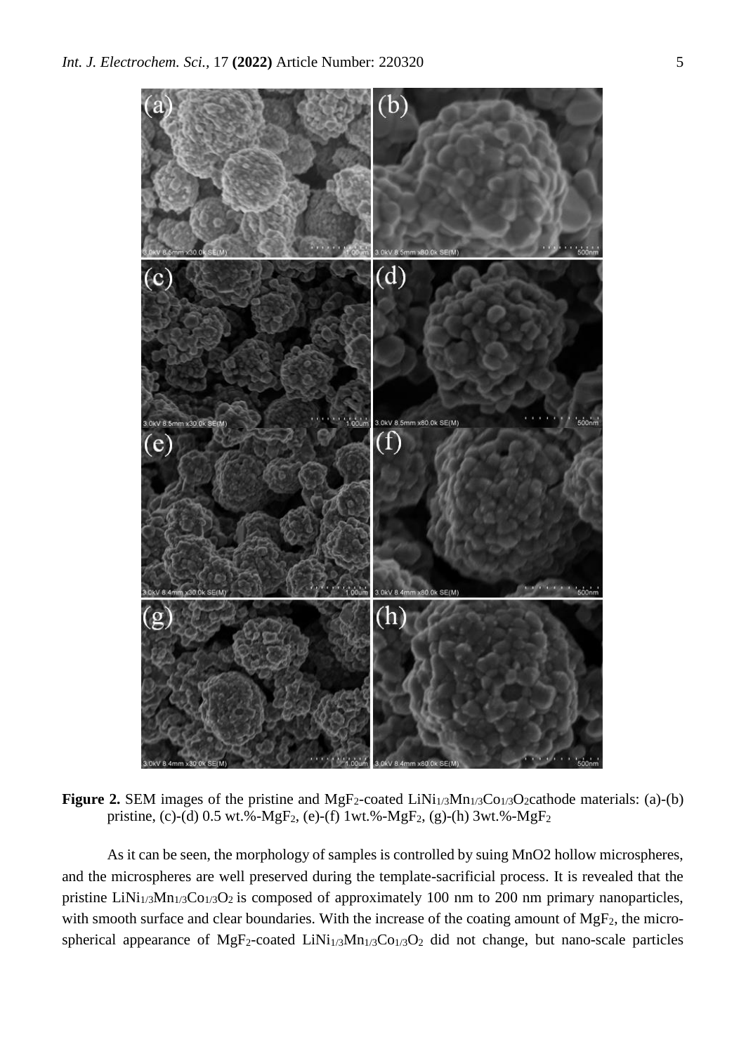**Figure 2.** SEM images of the pristine and $MgF_2$-coated $LiNi_{1/3}Mn_{1/3}Co_{1/3}O_2$cathode materials: (a)-(b) pristine, (c)-(d) 0.5 wt.%-$MgF_2$, (e)-(f) 1wt.%-$MgF_2$, (g)-(h) 3wt.%-$MgF_2$

As it can be seen, the morphology of samples is controlled by suing MnO2 hollow microspheres, and the microspheres are well preserved during the template-sacrificial process. It is revealed that the pristine $LiNi_{1/3}Mn_{1/3}Co_{1/3}O_2$ is composed of approximately 100 nm to 200 nm primary nanoparticles, with smooth surface and clear boundaries. With the increase of the coating amount of $MgF_2$, the micro-spherical appearance of $MgF_2$-coated $LiNi_{1/3}Mn_{1/3}Co_{1/3}O_2$ did not change, but nano-scale particles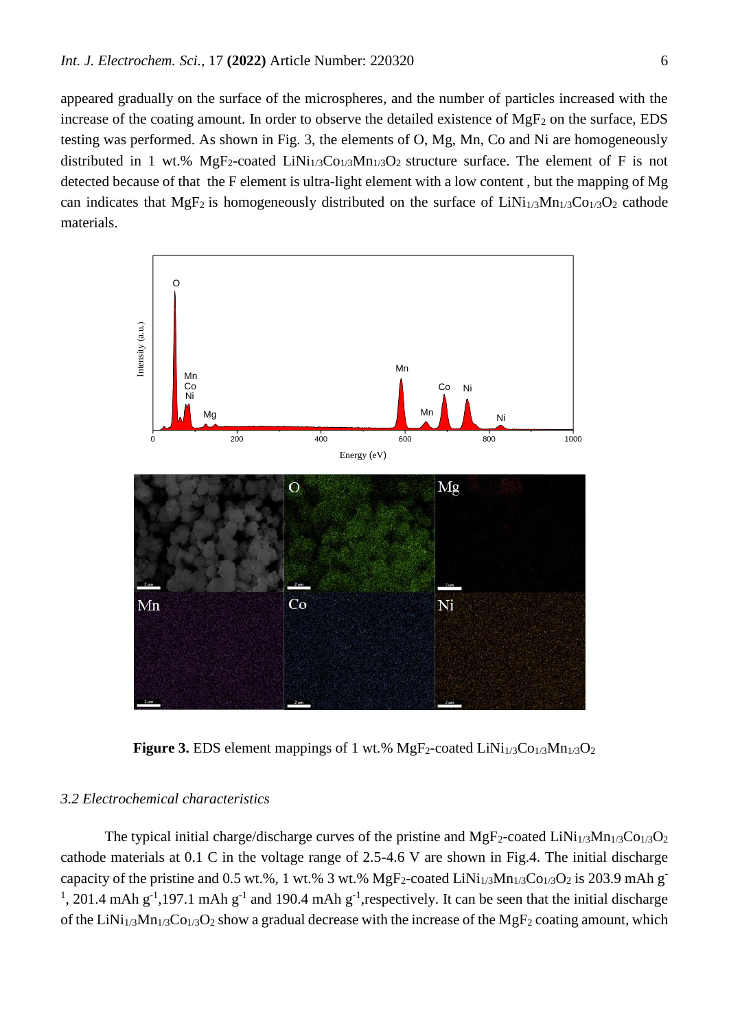appeared gradually on the surface of the microspheres, and the number of particles increased with the increase of the coating amount. In order to observe the detailed existence of $MgF_2$ on the surface, EDS testing was performed. As shown in Fig. 3, the elements of O, Mg, Mn, Co and Ni are homogeneously distributed in 1 wt.% $MgF_2$-coated $LiNi_{1/3}Co_{1/3}Mn_{1/3}O_2$ structure surface. The element of F is not detected because of that the F element is ultra-light element with a low content , but the mapping of Mg can indicates that $MgF_2$ is homogeneously distributed on the surface of $LiNi_{1/3}Mn_{1/3}Co_{1/3}O_2$ cathode materials.

**Figure 3.** EDS element mappings of 1 wt.% $MgF_2$-coated $LiNi_{1/3}Co_{1/3}Mn_{1/3}O_2$

### *3.2 Electrochemical characteristics*

The typical initial charge/discharge curves of the pristine and $MgF_2$-coated $LiNi_{1/3}Mn_{1/3}Co_{1/3}O_2$ cathode materials at 0.1 C in the voltage range of 2.5-4.6 V are shown in Fig.4. The initial discharge capacity of the pristine and 0.5 wt.%, 1 wt.% 3 wt.% $MgF_2$-coated $LiNi_{1/3}Mn_{1/3}Co_{1/3}O_2$ is 203.9 mAh $g^{-1}$, 201.4 mAh $g^{-1}$,197.1 mAh $g^{-1}$ and 190.4 mAh $g^{-1}$,respectively. It can be seen that the initial discharge of the $LiNi_{1/3}Mn_{1/3}Co_{1/3}O_2$ show a gradual decrease with the increase of the $MgF_2$ coating amount, which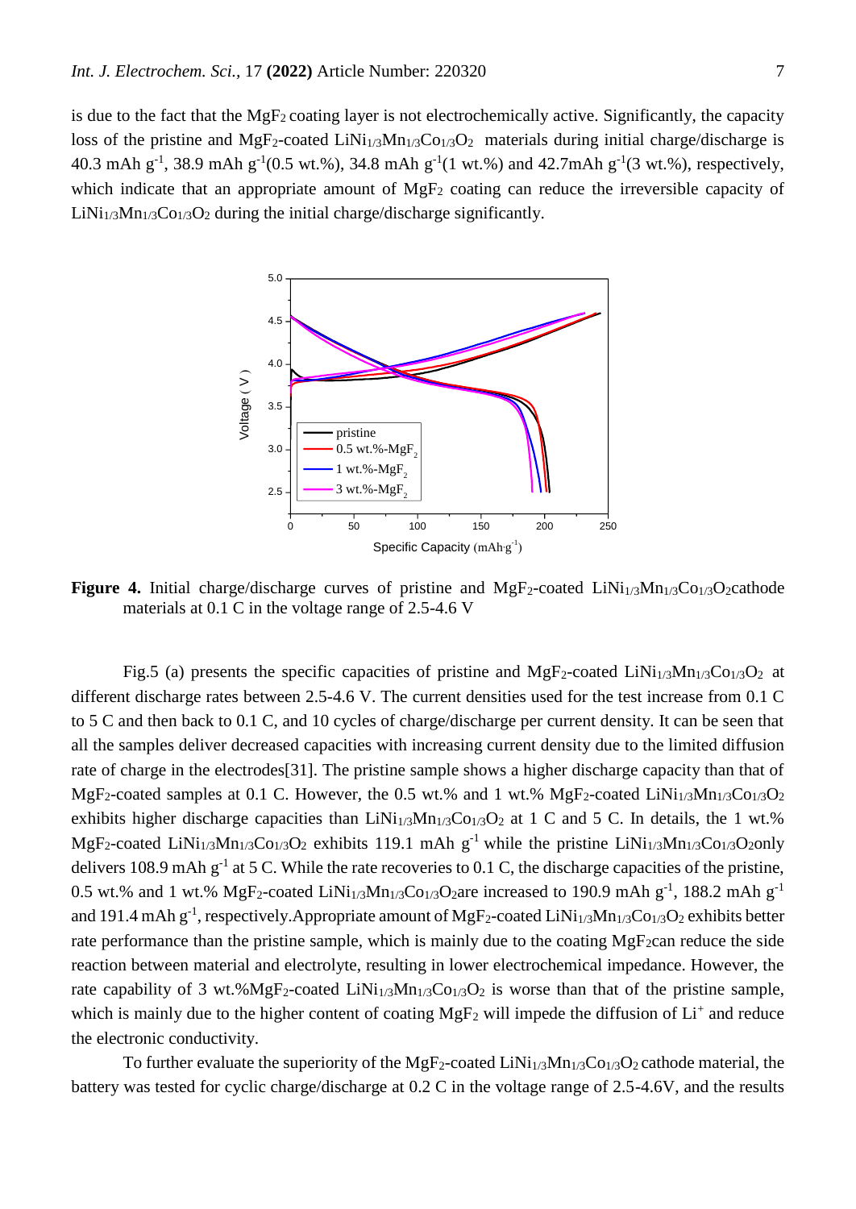is due to the fact that the $MgF_2$ coating layer is not electrochemically active. Significantly, the capacity loss of the pristine and $MgF_2$-coated $LiNi_{1/3}Mn_{1/3}Co_{1/3}O_2$ materials during initial charge/discharge is 40.3 mAh $g^{-1}$, 38.9 mAh $g^{-1}$(0.5 wt.%), 34.8 mAh $g^{-1}$(1 wt.%) and 42.7mAh $g^{-1}$(3 wt.%), respectively, which indicate that an appropriate amount of $MgF_2$ coating can reduce the irreversible capacity of $LiNi_{1/3}Mn_{1/3}Co_{1/3}O_2$ during the initial charge/discharge significantly.

**Figure 4.** Initial charge/discharge curves of pristine and $MgF_2$-coated $LiNi_{1/3}Mn_{1/3}Co_{1/3}O_2$cathode materials at 0.1 C in the voltage range of 2.5-4.6 V

Fig.5 (a) presents the specific capacities of pristine and $MgF_2$-coated $LiNi_{1/3}Mn_{1/3}Co_{1/3}O_2$ at different discharge rates between 2.5-4.6 V. The current densities used for the test increase from 0.1 C to 5 C and then back to 0.1 C, and 10 cycles of charge/discharge per current density. It can be seen that all the samples deliver decreased capacities with increasing current density due to the limited diffusion rate of charge in the electrodes[31]. The pristine sample shows a higher discharge capacity than that of $MgF_2$-coated samples at 0.1 C. However, the 0.5 wt.% and 1 wt.% $MgF_2$-coated $LiNi_{1/3}Mn_{1/3}Co_{1/3}O_2$ exhibits higher discharge capacities than $LiNi_{1/3}Mn_{1/3}Co_{1/3}O_2$ at 1 C and 5 C. In details, the 1 wt.% $MgF_2$-coated $LiNi_{1/3}Mn_{1/3}Co_{1/3}O_2$ exhibits 119.1 mAh $g^{-1}$ while the pristine $LiNi_{1/3}Mn_{1/3}Co_{1/3}O_2$only delivers 108.9 mAh $g^{-1}$ at 5 C. While the rate recoveries to 0.1 C, the discharge capacities of the pristine, 0.5 wt.% and 1 wt.% $MgF_2$-coated $LiNi_{1/3}Mn_{1/3}Co_{1/3}O_2$are increased to 190.9 mAh $g^{-1}$, 188.2 mAh $g^{-1}$ and 191.4 mAh $g^{-1}$, respectively.Appropriate amount of $MgF_2$-coated $LiNi_{1/3}Mn_{1/3}Co_{1/3}O_2$ exhibits better rate performance than the pristine sample, which is mainly due to the coating $MgF_2$can reduce the side reaction between material and electrolyte, resulting in lower electrochemical impedance. However, the rate capability of 3 wt.%$MgF_2$-coated $LiNi_{1/3}Mn_{1/3}Co_{1/3}O_2$ is worse than that of the pristine sample, which is mainly due to the higher content of coating $MgF_2$ will impede the diffusion of $Li^+$ and reduce the electronic conductivity.

To further evaluate the superiority of the $MgF_2$-coated $LiNi_{1/3}Mn_{1/3}Co_{1/3}O_2$ cathode material, the battery was tested for cyclic charge/discharge at 0.2 C in the voltage range of 2.5-4.6V, and the results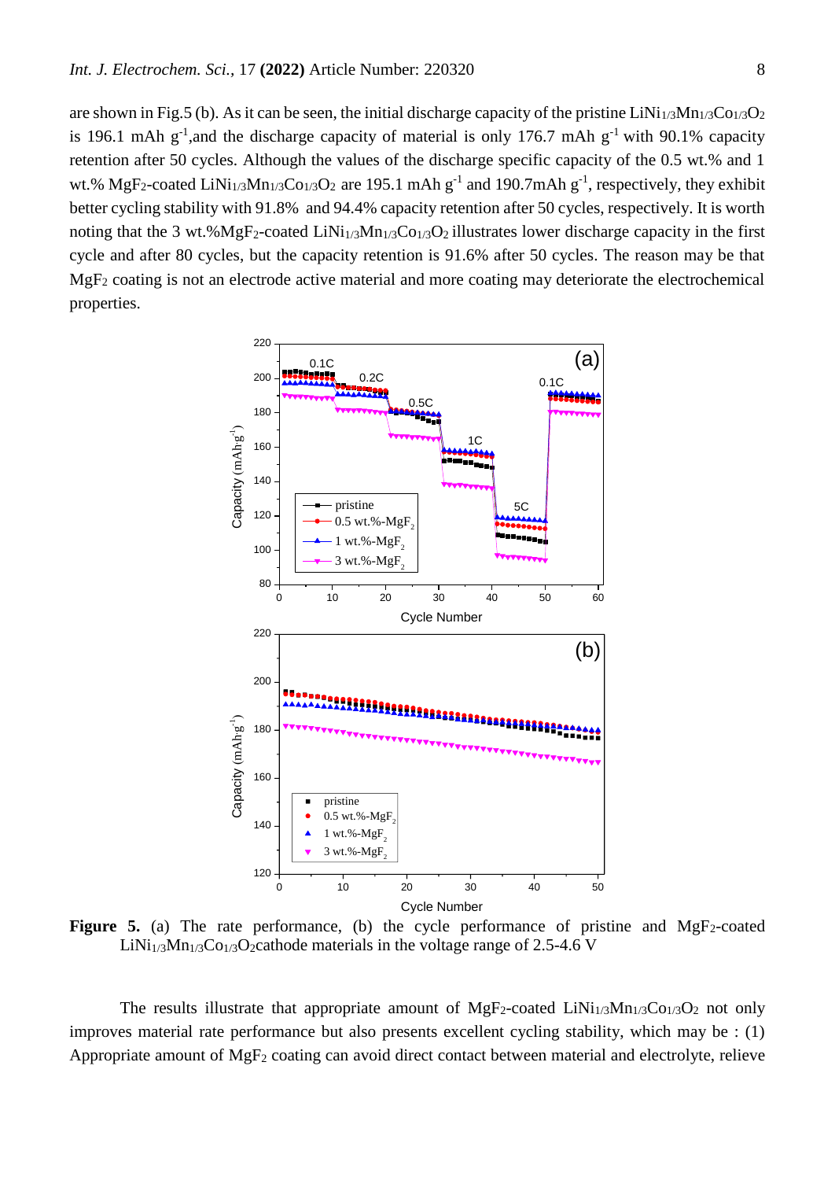are shown in Fig.5 (b). As it can be seen, the initial discharge capacity of the pristine $LiNi_{1/3}Mn_{1/3}Co_{1/3}O_2$ is 196.1 mAh $g^{-1}$,and the discharge capacity of material is only 176.7 mAh $g^{-1}$ with 90.1% capacity retention after 50 cycles. Although the values of the discharge specific capacity of the 0.5 wt.% and 1 wt.% $MgF_2$-coated $LiNi_{1/3}Mn_{1/3}Co_{1/3}O_2$ are 195.1 mAh $g^{-1}$ and 190.7mAh $g^{-1}$, respectively, they exhibit better cycling stability with 91.8% and 94.4% capacity retention after 50 cycles, respectively. It is worth noting that the 3 wt.%$MgF_2$-coated $LiNi_{1/3}Mn_{1/3}Co_{1/3}O_2$ illustrates lower discharge capacity in the first cycle and after 80 cycles, but the capacity retention is 91.6% after 50 cycles. The reason may be that $MgF_2$ coating is not an electrode active material and more coating may deteriorate the electrochemical properties.

**Figure 5.** (a) The rate performance, (b) the cycle performance of pristine and $MgF_2$-coated $LiNi_{1/3}Mn_{1/3}Co_{1/3}O_2$cathode materials in the voltage range of 2.5-4.6 V

The results illustrate that appropriate amount of $MgF_2$-coated $LiNi_{1/3}Mn_{1/3}Co_{1/3}O_2$ not only improves material rate performance but also presents excellent cycling stability, which may be : (1) Appropriate amount of $MgF_2$ coating can avoid direct contact between material and electrolyte, relieve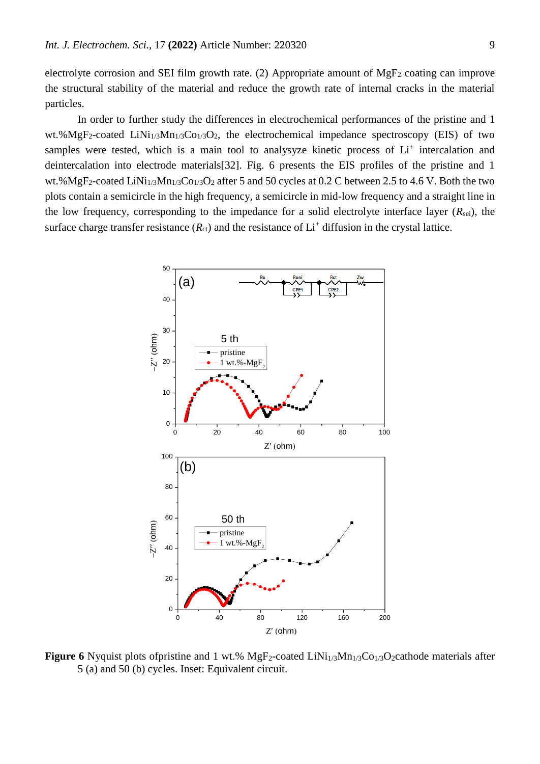electrolyte corrosion and SEI film growth rate. (2) Appropriate amount of $MgF_2$ coating can improve the structural stability of the material and reduce the growth rate of internal cracks in the material particles.

In order to further study the differences in electrochemical performances of the pristine and 1 wt.%$MgF_2$-coated $LiNi_{1/3}Mn_{1/3}Co_{1/3}O_2$, the electrochemical impedance spectroscopy (EIS) of two samples were tested, which is a main tool to analysyze kinetic process of $Li^+$ intercalation and deintercalation into electrode materials[32]. Fig. 6 presents the EIS profiles of the pristine and 1 wt.%$MgF_2$-coated $LiNi_{1/3}Mn_{1/3}Co_{1/3}O_2$ after 5 and 50 cycles at 0.2 C between 2.5 to 4.6 V. Both the two plots contain a semicircle in the high frequency, a semicircle in mid-low frequency and a straight line in the low frequency, corresponding to the impedance for a solid electrolyte interface layer ($R_{sei}$), the surface charge transfer resistance ($R_{ct}$) and the resistance of $Li^+$ diffusion in the crystal lattice.

**Figure 6** Nyquist plots ofpristine and 1 wt.% $MgF_2$-coated $LiNi_{1/3}Mn_{1/3}Co_{1/3}O_2$cathode materials after 5 (a) and 50 (b) cycles. Inset: Equivalent circuit.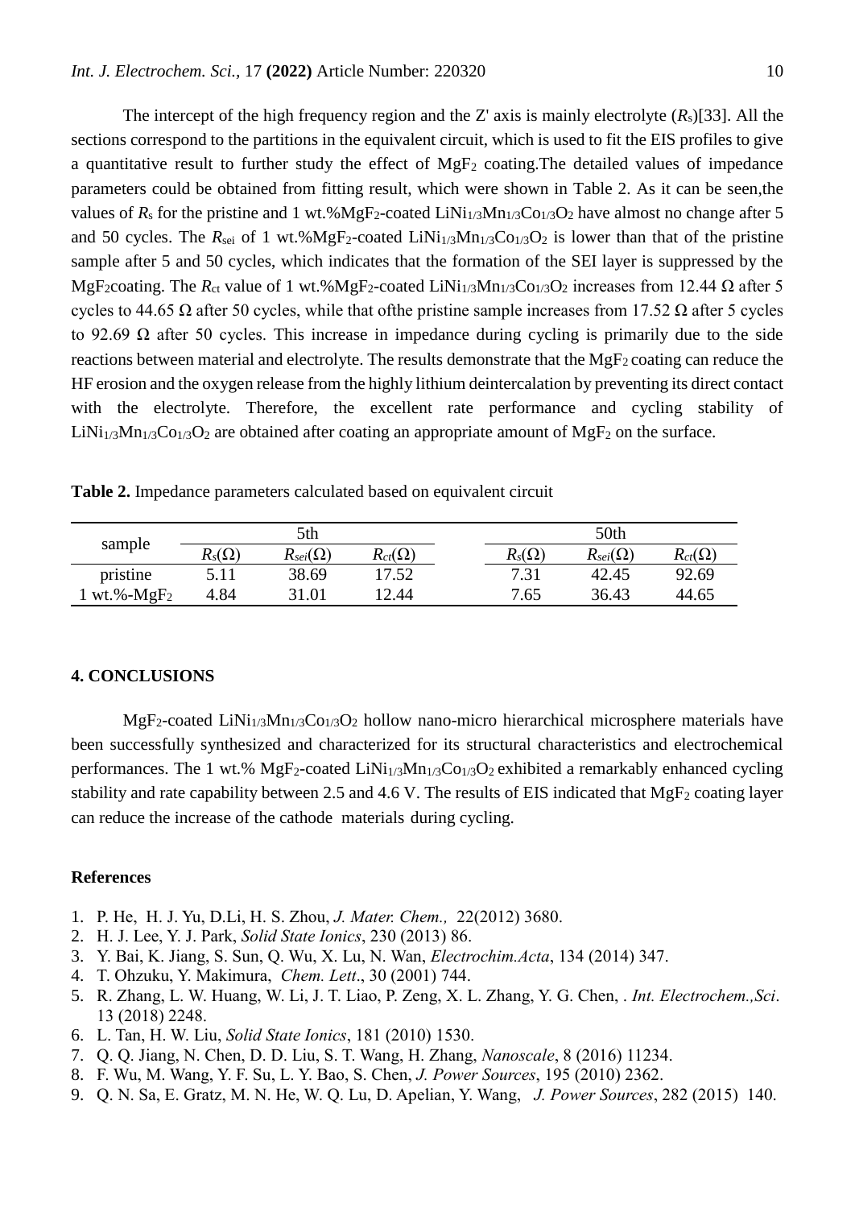The intercept of the high frequency region and the Z' axis is mainly electrolyte ($R_s$)[33]. All the sections correspond to the partitions in the equivalent circuit, which is used to fit the EIS profiles to give a quantitative result to further study the effect of $MgF_2$ coating.The detailed values of impedance parameters could be obtained from fitting result, which were shown in Table 2. As it can be seen,the values of $R_s$ for the pristine and 1 wt.%$MgF_2$-coated $LiNi_{1/3}Mn_{1/3}Co_{1/3}O_2$ have almost no change after 5 and 50 cycles. The $R_{sei}$ of 1 wt.%$MgF_2$-coated $LiNi_{1/3}Mn_{1/3}Co_{1/3}O_2$ is lower than that of the pristine sample after 5 and 50 cycles, which indicates that the formation of the SEI layer is suppressed by the $MgF_2$coating. The $R_{ct}$ value of 1 wt.%$MgF_2$-coated $LiNi_{1/3}Mn_{1/3}Co_{1/3}O_2$ increases from 12.44 Ω after 5 cycles to 44.65 Ω after 50 cycles, while that ofthe pristine sample increases from 17.52 Ω after 5 cycles to 92.69 Ω after 50 cycles. This increase in impedance during cycling is primarily due to the side reactions between material and electrolyte. The results demonstrate that the $MgF_2$ coating can reduce the HF erosion and the oxygen release from the highly lithium deintercalation by preventing its direct contact with the electrolyte. Therefore, the excellent rate performance and cycling stability of $LiNi_{1/3}Mn_{1/3}Co_{1/3}O_2$ are obtained after coating an appropriate amount of $MgF_2$ on the surface.

**Table 2.** Impedance parameters calculated based on equivalent circuit

| sample | 5th | | | 50th | | |
|---|---|---|---|---|---|---|
| | $R_s(\Omega)$ | $R_{sei}(\Omega)$ | $R_{ct}(\Omega)$ | $R_s(\Omega)$ | $R_{sei}(\Omega)$ | $R_{ct}(\Omega)$ |
| pristine | 5.11 | 38.69 | 17.52 | 7.31 | 42.45 | 92.69 |
| 1 wt.%-$MgF_2$ | 4.84 | 31.01 | 12.44 | 7.65 | 36.43 | 44.65 |

## 4. CONCLUSIONS

$MgF_2$-coated $LiNi_{1/3}Mn_{1/3}Co_{1/3}O_2$ hollow nano-micro hierarchical microsphere materials have been successfully synthesized and characterized for its structural characteristics and electrochemical performances. The 1 wt.% $MgF_2$-coated $LiNi_{1/3}Mn_{1/3}Co_{1/3}O_2$ exhibited a remarkably enhanced cycling stability and rate capability between 2.5 and 4.6 V. The results of EIS indicated that $MgF_2$ coating layer can reduce the increase of the cathode materials during cycling.

## References

1. P. He, H. J. Yu, D.Li, H. S. Zhou, *J. Mater. Chem.,* 22(2012) 3680.
2. H. J. Lee, Y. J. Park, *Solid State Ionics*, 230 (2013) 86.
3. Y. Bai, K. Jiang, S. Sun, Q. Wu, X. Lu, N. Wan, *Electrochim.Acta*, 134 (2014) 347.
4. T. Ohzuku, Y. Makimura, *Chem. Lett*., 30 (2001) 744.
5. R. Zhang, L. W. Huang, W. Li, J. T. Liao, P. Zeng, X. L. Zhang, Y. G. Chen, . *Int. Electrochem.,Sci*. 13 (2018) 2248.
6. L. Tan, H. W. Liu, *Solid State Ionics*, 181 (2010) 1530.
7. Q. Q. Jiang, N. Chen, D. D. Liu, S. T. Wang, H. Zhang, *Nanoscale*, 8 (2016) 11234.
8. F. Wu, M. Wang, Y. F. Su, L. Y. Bao, S. Chen, *J. Power Sources*, 195 (2010) 2362.
9. Q. N. Sa, E. Gratz, M. N. He, W. Q. Lu, D. Apelian, Y. Wang, *J. Power Sources*, 282 (2015) 140.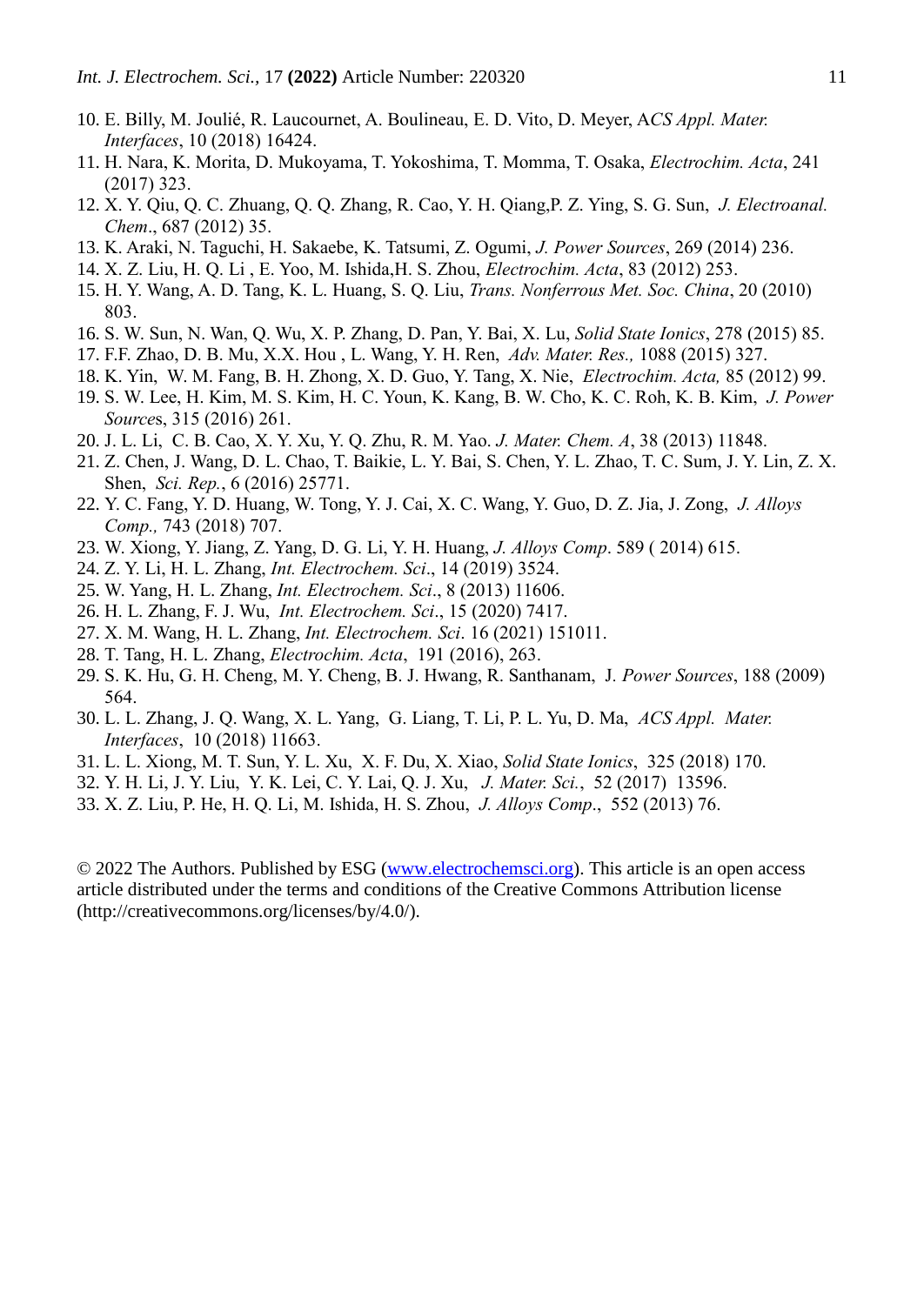10. E. Billy, M. Joulié, R. Laucournet, A. Boulineau, E. D. Vito, D. Meyer, A*CS Appl. Mater. Interfaces*, 10 (2018) 16424.
11. H. Nara, K. Morita, D. Mukoyama, T. Yokoshima, T. Momma, T. Osaka, *Electrochim. Acta*, 241 (2017) 323.
12. X. Y. Qiu, Q. C. Zhuang, Q. Q. Zhang, R. Cao, Y. H. Qiang,P. Z. Ying, S. G. Sun, *J. Electroanal. Chem*., 687 (2012) 35.
13. K. Araki, N. Taguchi, H. Sakaebe, K. Tatsumi, Z. Ogumi, *J. Power Sources*, 269 (2014) 236.
14. X. Z. Liu, H. Q. Li , E. Yoo, M. Ishida,H. S. Zhou, *Electrochim. Acta*, 83 (2012) 253.
15. H. Y. Wang, A. D. Tang, K. L. Huang, S. Q. Liu, *Trans. Nonferrous Met. Soc. China*, 20 (2010) 803.
16. S. W. Sun, N. Wan, Q. Wu, X. P. Zhang, D. Pan, Y. Bai, X. Lu, *Solid State Ionics*, 278 (2015) 85.
17. F.F. Zhao, D. B. Mu, X.X. Hou , L. Wang, Y. H. Ren, *Adv. Mater. Res.,* 1088 (2015) 327.
18. K. Yin, W. M. Fang, B. H. Zhong, X. D. Guo, Y. Tang, X. Nie, *Electrochim. Acta,* 85 (2012) 99.
19. S. W. Lee, H. Kim, M. S. Kim, H. C. Youn, K. Kang, B. W. Cho, K. C. Roh, K. B. Kim, *J. Power Source*s, 315 (2016) 261.
20. J. L. Li, C. B. Cao, X. Y. Xu, Y. Q. Zhu, R. M. Yao. *J. Mater. Chem. A*, 38 (2013) 11848.
21. Z. Chen, J. Wang, D. L. Chao, T. Baikie, L. Y. Bai, S. Chen, Y. L. Zhao, T. C. Sum, J. Y. Lin, Z. X. Shen, *Sci. Rep.*, 6 (2016) 25771.
22. Y. C. Fang, Y. D. Huang, W. Tong, Y. J. Cai, X. C. Wang, Y. Guo, D. Z. Jia, J. Zong, *J. Alloys Comp.,* 743 (2018) 707.
23. W. Xiong, Y. Jiang, Z. Yang, D. G. Li, Y. H. Huang, *J. Alloys Comp*. 589 ( 2014) 615.
24. Z. Y. Li, H. L. Zhang, *Int. Electrochem. Sci*., 14 (2019) 3524.
25. W. Yang, H. L. Zhang, *Int. Electrochem. Sci*., 8 (2013) 11606.
26. H. L. Zhang, F. J. Wu, *Int. Electrochem. Sci*., 15 (2020) 7417.
27. X. M. Wang, H. L. Zhang, *Int. Electrochem. Sci*. 16 (2021) 151011.
28. T. Tang, H. L. Zhang, *Electrochim. Acta*, 191 (2016), 263.
29. S. K. Hu, G. H. Cheng, M. Y. Cheng, B. J. Hwang, R. Santhanam, J. *Power Sources*, 188 (2009) 564.
30. L. L. Zhang, J. Q. Wang, X. L. Yang, G. Liang, T. Li, P. L. Yu, D. Ma, *ACS Appl. Mater. Interfaces*, 10 (2018) 11663.
31. L. L. Xiong, M. T. Sun, Y. L. Xu, X. F. Du, X. Xiao, *Solid State Ionics*, 325 (2018) 170.
32. Y. H. Li, J. Y. Liu, Y. K. Lei, C. Y. Lai, Q. J. Xu, *J. Mater. Sci.*, 52 (2017) 13596.
33. X. Z. Liu, P. He, H. Q. Li, M. Ishida, H. S. Zhou, *J. Alloys Comp*., 552 (2013) 76.

© 2022 The Authors. Published by ESG (www.electrochemsci.org). This article is an open access article distributed under the terms and conditions of the Creative Commons Attribution license (http://creativecommons.org/licenses/by/4.0/).